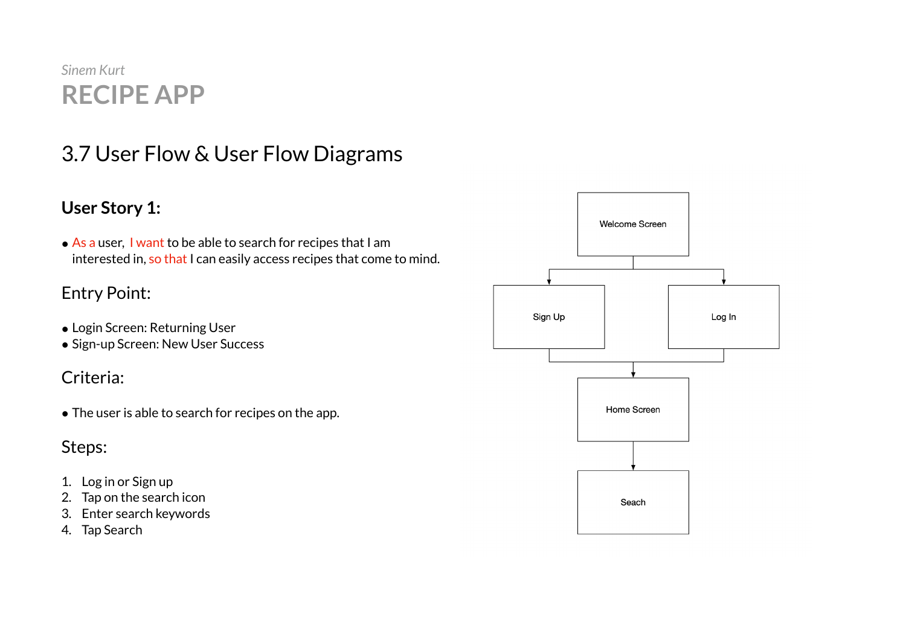*Sinem Kurt*

# RECIPE APP

## 3.7 User Flow & User Flow Diagrams

### **User Story 1:**

- As a user, I want to be able to search for recipes that I am interested in, so that I can easily access recipes that come to mind.

### Entry Point:

- Login Screen: Returning User
- Sign-up Screen: New User Success

### Criteria:

- The user is able to search for recipes on the app.

### Steps:

1. Log in or Sign up
2. Tap on the search icon
3. Enter search keywords
4. Tap Search

Welcome Screen

Sign Up

Log In

Home Screen

Seach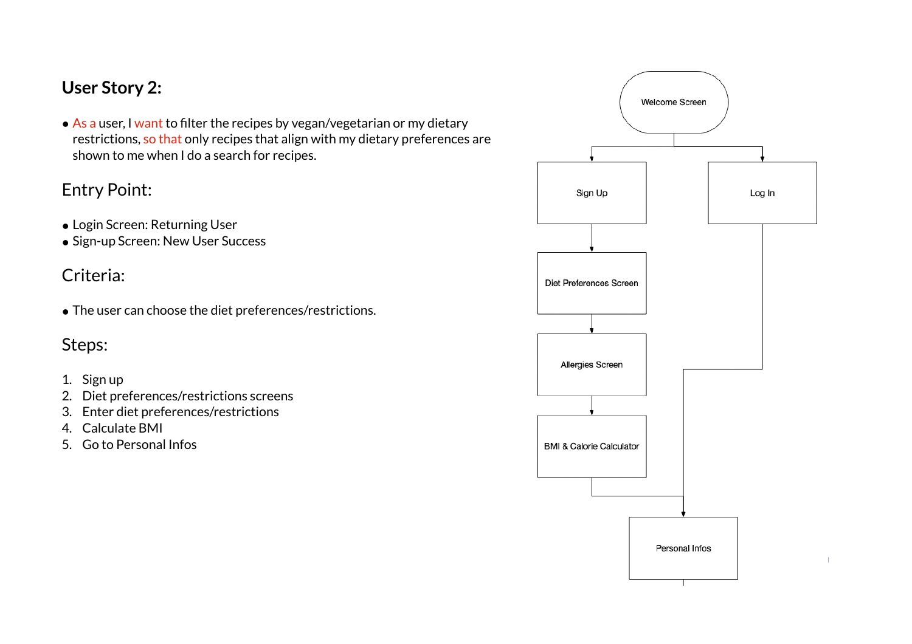## User Story 2:

- As a user, I want to filter the recipes by vegan/vegetarian or my dietary restrictions, so that only recipes that align with my dietary preferences are shown to me when I do a search for recipes.

## Entry Point:

- Login Screen: Returning User
- Sign-up Screen: New User Success

## Criteria:

- The user can choose the diet preferences/restrictions.

## Steps:

1. Sign up
2. Diet preferences/restrictions screens
3. Enter diet preferences/restrictions
4. Calculate BMI
5. Go to Personal Infos

Welcome Screen

Sign Up

Log In

Diet Preferences Screen

Allergies Screen

BMI & Calorie Calculator

Personal Infos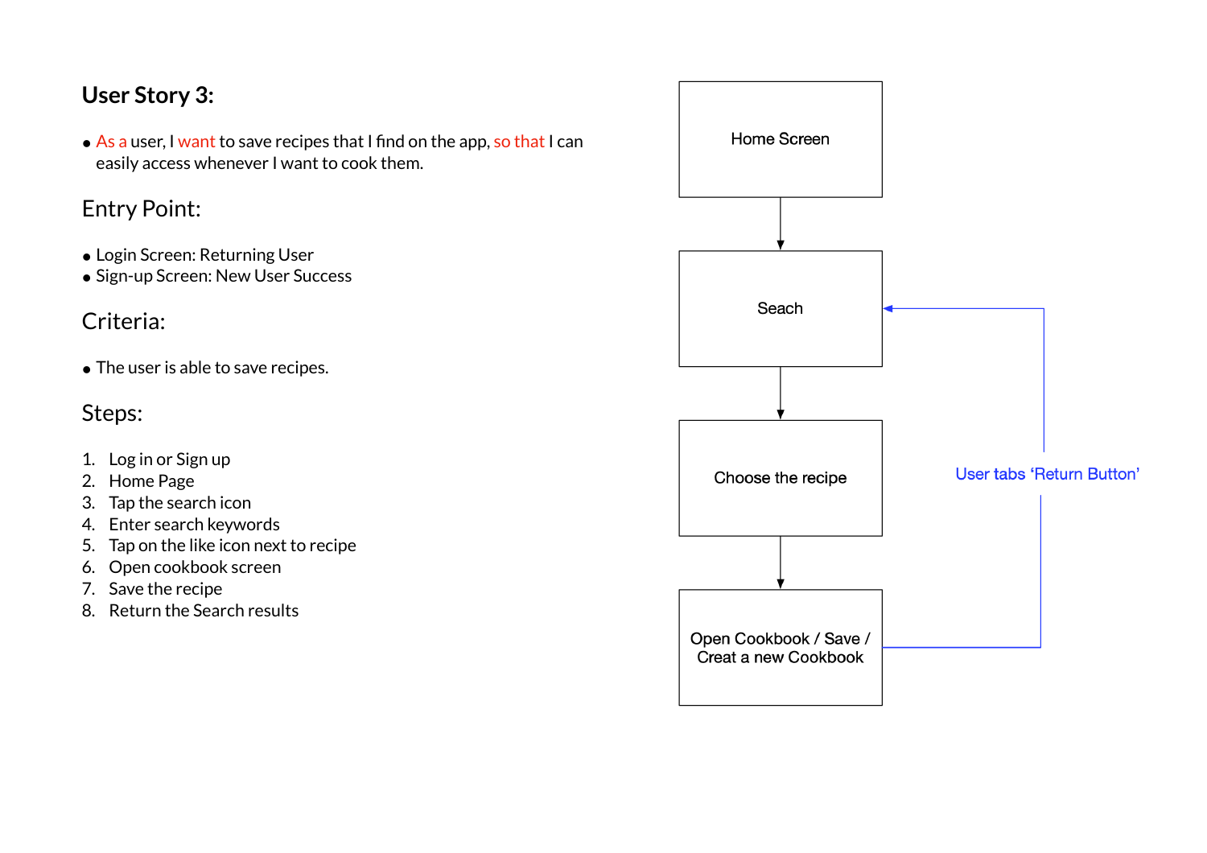## User Story 3:

- As a user, I want to save recipes that I find on the app, so that I can easily access whenever I want to cook them.

### Entry Point:

- Login Screen: Returning User
- Sign-up Screen: New User Success

### Criteria:

- The user is able to save recipes.

### Steps:

1. Log in or Sign up
2. Home Page
3. Tap the search icon
4. Enter search keywords
5. Tap on the like icon next to recipe
6. Open cookbook screen
7. Save the recipe
8. Return the Search results

Home Screen

Seach

Choose the recipe

Open Cookbook / Save / Creat a new Cookbook

User tabs 'Return Button'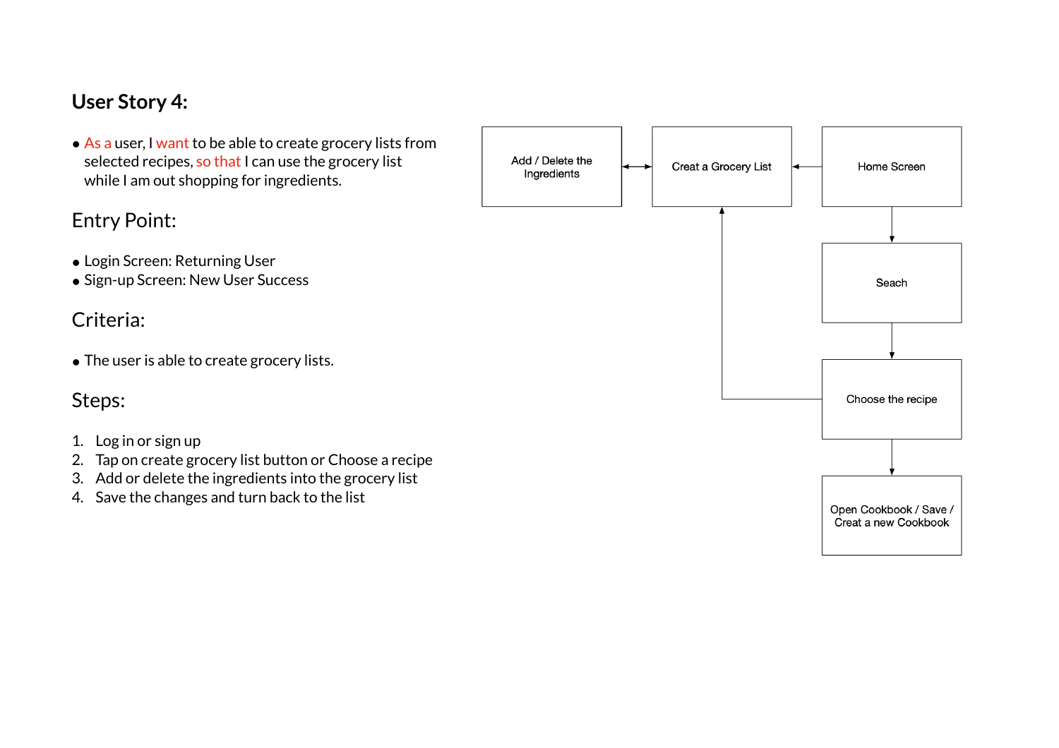## User Story 4:

- As a user, I want to be able to create grocery lists from selected recipes, so that I can use the grocery list while I am out shopping for ingredients.

## Entry Point:

- Login Screen: Returning User
- Sign-up Screen: New User Success

## Criteria:

- The user is able to create grocery lists.

## Steps:

1. Log in or sign up
2. Tap on create grocery list button or Choose a recipe
3. Add or delete the ingredients into the grocery list
4. Save the changes and turn back to the list

Add / Delete the Ingredients

Creat a Grocery List

Home Screen

Seach

Choose the recipe

Open Cookbook / Save / Creat a new Cookbook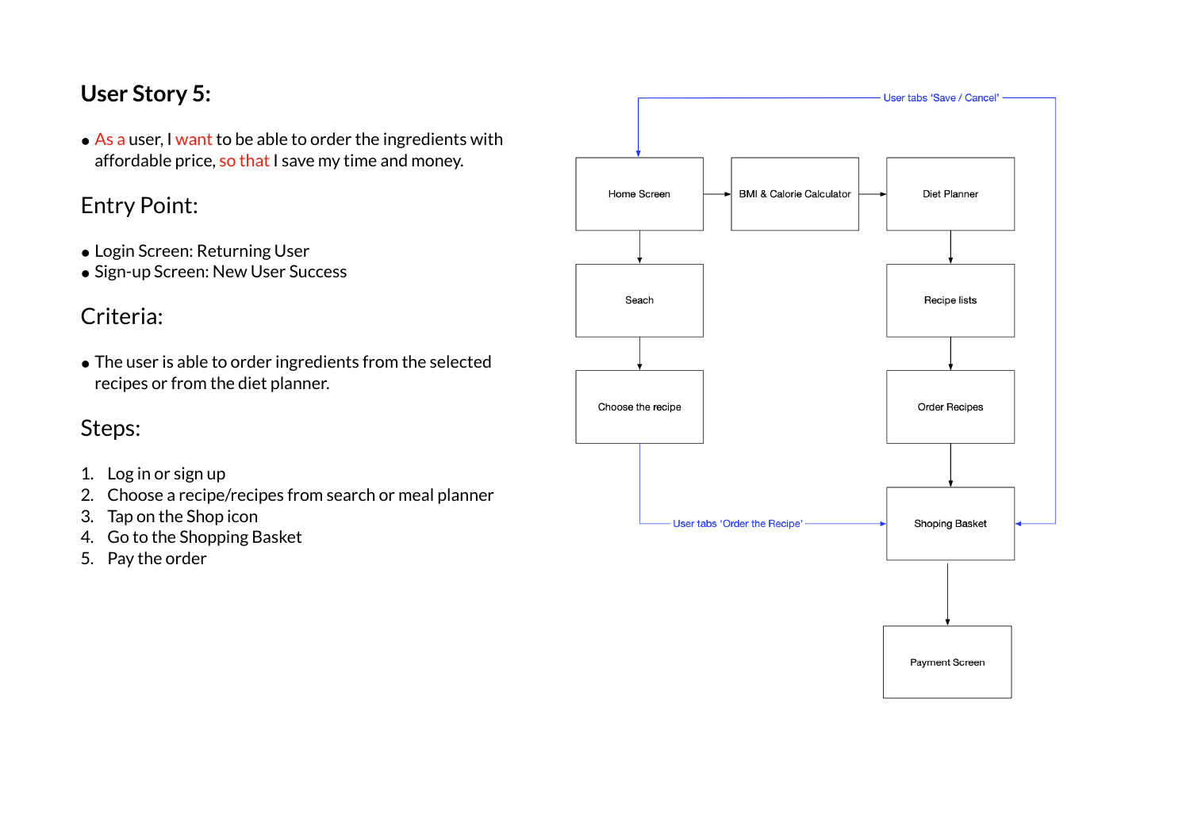# User Story 5:

- As a user, I want to be able to order the ingredients with affordable price, so that I save my time and money.

## Entry Point:

- Login Screen: Returning User
- Sign-up Screen: New User Success

## Criteria:

- The user is able to order ingredients from the selected recipes or from the diet planner.

## Steps:

1. Log in or sign up
2. Choose a recipe/recipes from search or meal planner
3. Tap on the Shop icon
4. Go to the Shopping Basket
5. Pay the order

User tabs 'Save / Cancel'

Home Screen

BMI & Calorie Calculator

Diet Planner

Seach

Recipe lists

Choose the recipe

Order Recipes

User tabs 'Order the Recipe'

Shoping Basket

Payment Screen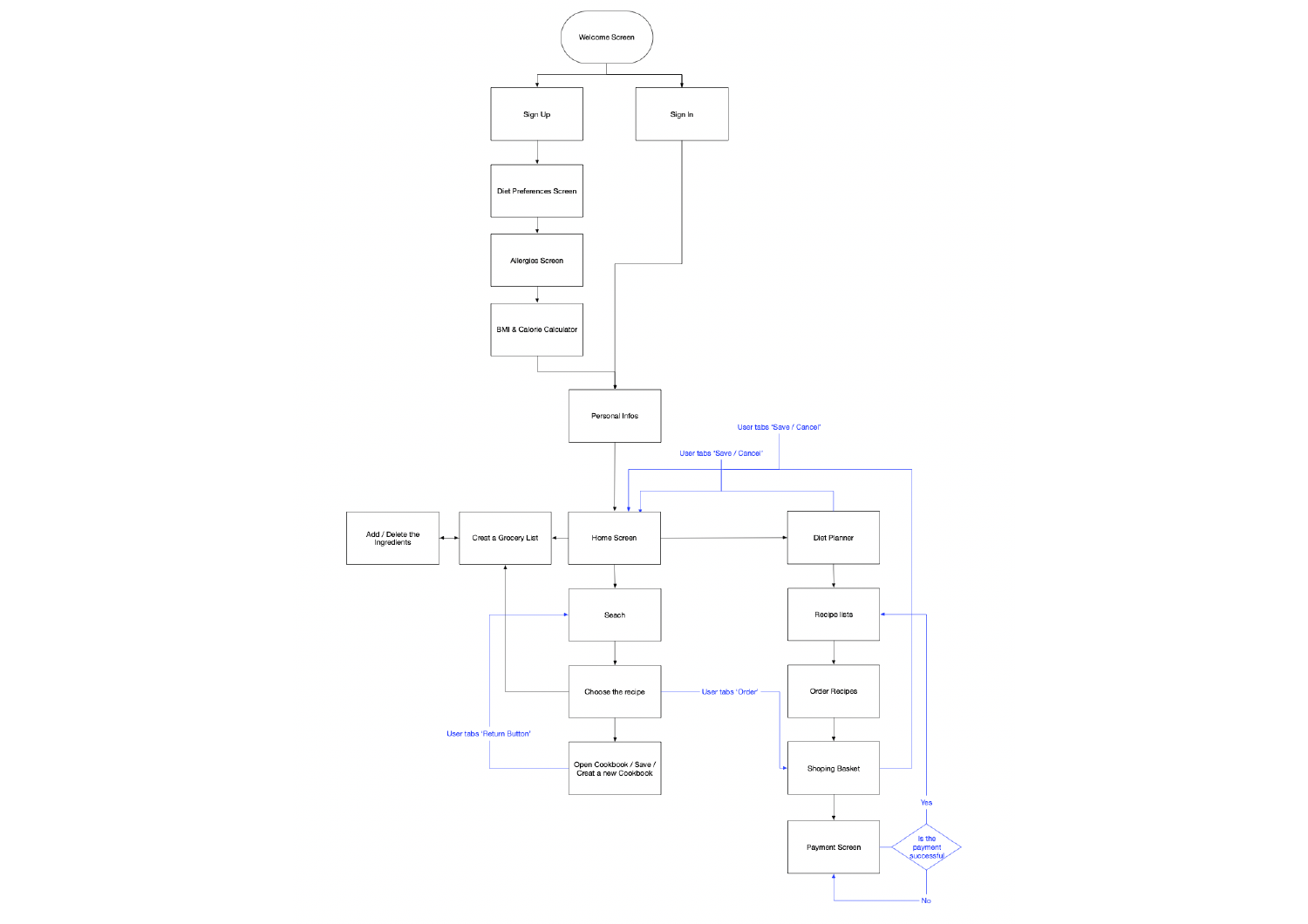Welcome Screen

Sign Up

Sign In

Diet Preferences Screen

Allergies Screen

BMI & Calorie Calculator

Personal Infos

User tabs 'Save / Cancel'

User tabs 'Save / Cancel'

Add / Delete the Ingredients

Creat a Grocery List

Home Screen

Diet Planner

Seach

Recipe lists

Choose the recipe

User tabs 'Order'

Order Recipes

User tabs 'Return Button'

Open Cookbook / Save / Creat a new Cookbook

Shoping Basket

Yes

Payment Screen

Is the payment successful

No